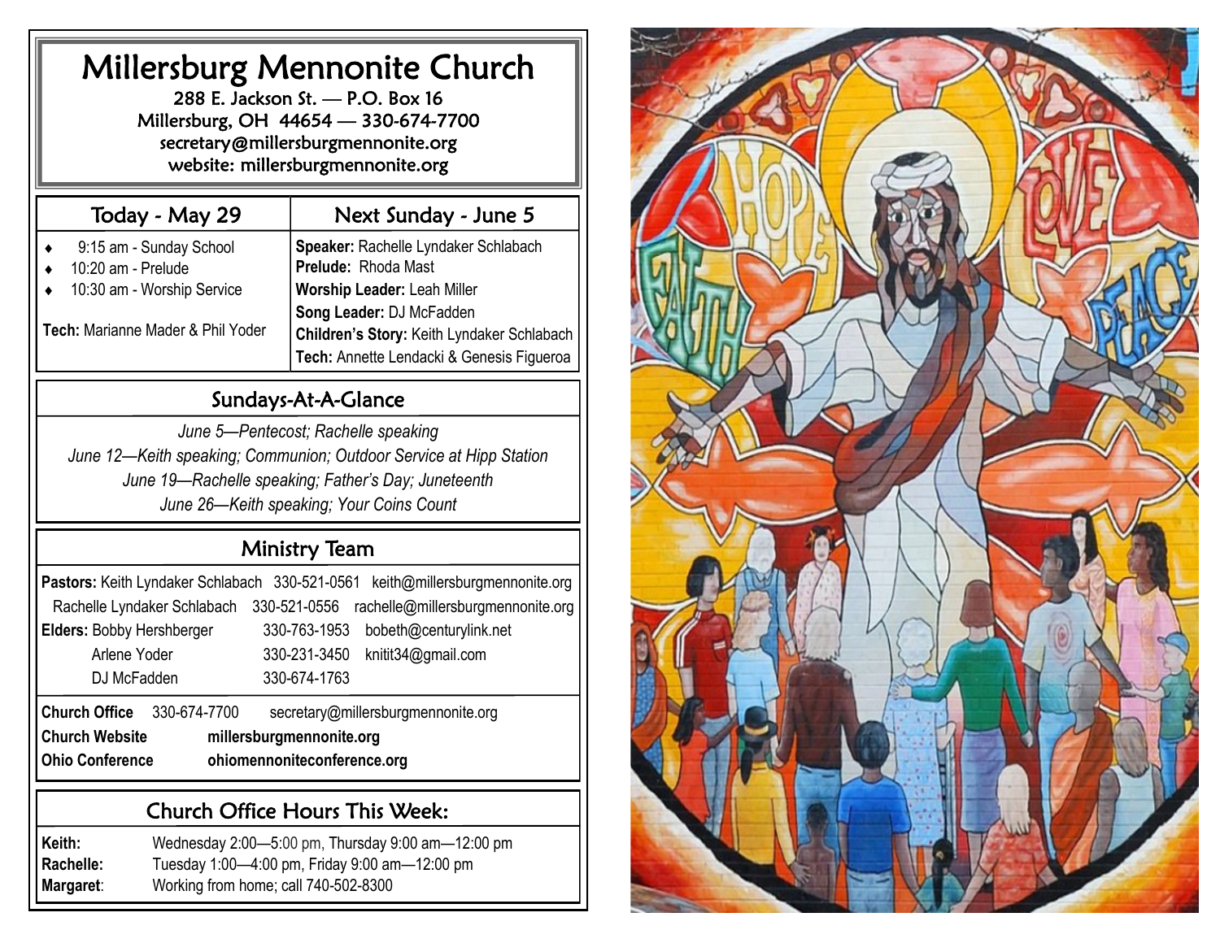# Millersburg Mennonite Church

288 E. Jackson St. — P.O. Box 16
Millersburg, OH 44654 — 330-674-7700
secretary@millersburgmennonite.org
website: millersburgmennonite.org

## Today - May 29

- 9:15 am - Sunday School
- 10:20 am - Prelude
- 10:30 am - Worship Service

**Tech:** Marianne Mader & Phil Yoder

## Next Sunday - June 5

**Speaker:** Rachelle Lyndaker Schlabach
**Prelude:** Rhoda Mast
**Worship Leader:** Leah Miller
**Song Leader:** DJ McFadden
**Children's Story:** Keith Lyndaker Schlabach
**Tech:** Annette Lendacki & Genesis Figueroa

## Sundays-At-A-Glance

*June 5—Pentecost; Rachelle speaking*
*June 12—Keith speaking; Communion; Outdoor Service at Hipp Station*
*June 19—Rachelle speaking; Father's Day; Juneteenth*
*June 26—Keith speaking; Your Coins Count*

## Ministry Team

| | | | |
|---|---|---|---|
| **Pastors:** | Keith Lyndaker Schlabach | 330-521-0561 | keith@millersburgmennonite.org |
| | Rachelle Lyndaker Schlabach | 330-521-0556 | rachelle@millersburgmennonite.org |
| **Elders:** | Bobby Hershberger | 330-763-1953 | bobeth@centurylink.net |
| | Arlene Yoder | 330-231-3450 | knitit34@gmail.com |
| | DJ McFadden | 330-674-1763 | |

**Church Office** 330-674-7700 secretary@millersburgmennonite.org
**Church Website** **millersburgmennonite.org**
**Ohio Conference** **ohiomennoniteconference.org**

## Church Office Hours This Week:

**Keith:** Wednesday 2:00—5:00 pm, Thursday 9:00 am—12:00 pm
**Rachelle:** Tuesday 1:00—4:00 pm, Friday 9:00 am—12:00 pm
**Margaret**: Working from home; call 740-502-8300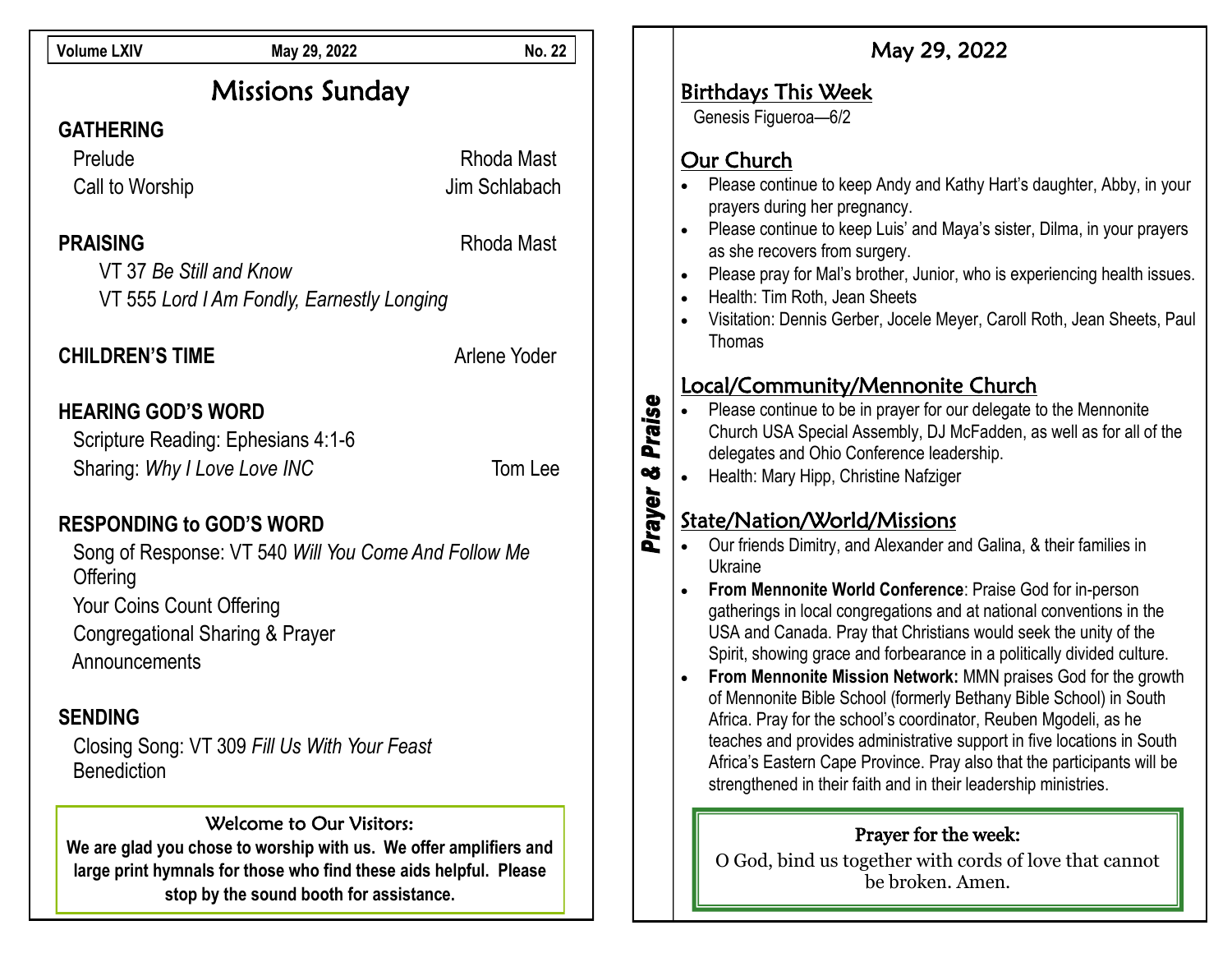Volume LXIV | May 29, 2022 | No. 22

# Missions Sunday

## GATHERING

Prelude — Rhoda Mast

Call to Worship — Jim Schlabach

## PRAISING — Rhoda Mast

VT 37 *Be Still and Know*

VT 555 *Lord I Am Fondly, Earnestly Longing*

## CHILDREN'S TIME — Arlene Yoder

## HEARING GOD'S WORD

Scripture Reading: Ephesians 4:1-6

Sharing: *Why I Love Love INC* — Tom Lee

## RESPONDING to GOD'S WORD

Song of Response: VT 540 *Will You Come And Follow Me*

Offering

Your Coins Count Offering

Congregational Sharing & Prayer

Announcements

## SENDING

Closing Song: VT 309 *Fill Us With Your Feast*

Benediction

### Welcome to Our Visitors:

**We are glad you chose to worship with us. We offer amplifiers and large print hymnals for those who find these aids helpful. Please stop by the sound booth for assistance.**

# Prayer & Praise

## May 29, 2022

### Birthdays This Week

Genesis Figueroa—6/2

### Our Church

- Please continue to keep Andy and Kathy Hart's daughter, Abby, in your prayers during her pregnancy.
- Please continue to keep Luis' and Maya's sister, Dilma, in your prayers as she recovers from surgery.
- Please pray for Mal's brother, Junior, who is experiencing health issues.
- Health: Tim Roth, Jean Sheets
- Visitation: Dennis Gerber, Jocele Meyer, Caroll Roth, Jean Sheets, Paul Thomas

### Local/Community/Mennonite Church

- Please continue to be in prayer for our delegate to the Mennonite Church USA Special Assembly, DJ McFadden, as well as for all of the delegates and Ohio Conference leadership.
- Health: Mary Hipp, Christine Nafziger

### State/Nation/World/Missions

- Our friends Dimitry, and Alexander and Galina, & their families in Ukraine
- **From Mennonite World Conference**: Praise God for in-person gatherings in local congregations and at national conventions in the USA and Canada. Pray that Christians would seek the unity of the Spirit, showing grace and forbearance in a politically divided culture.
- **From Mennonite Mission Network:** MMN praises God for the growth of Mennonite Bible School (formerly Bethany Bible School) in South Africa. Pray for the school's coordinator, Reuben Mgodeli, as he teaches and provides administrative support in five locations in South Africa's Eastern Cape Province. Pray also that the participants will be strengthened in their faith and in their leadership ministries.

### Prayer for the week:

O God, bind us together with cords of love that cannot be broken. Amen.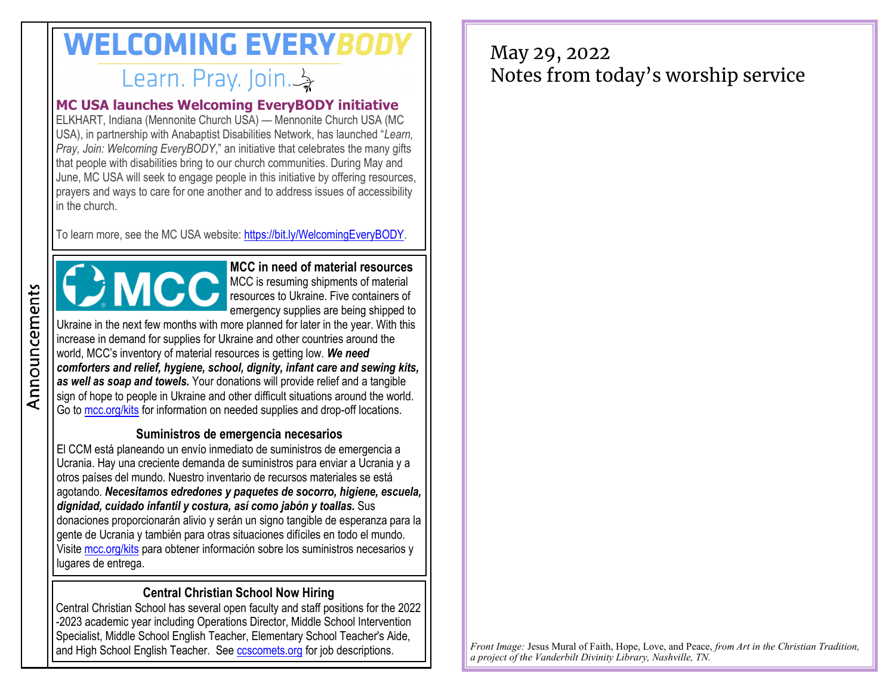# Announcements

# WELCOMING EVERYBODY

Learn. Pray. Join.

## MC USA launches Welcoming EveryBODY initiative

ELKHART, Indiana (Mennonite Church USA) — Mennonite Church USA (MC USA), in partnership with Anabaptist Disabilities Network, has launched "*Learn, Pray, Join: Welcoming EveryBODY*," an initiative that celebrates the many gifts that people with disabilities bring to our church communities. During May and June, MC USA will seek to engage people in this initiative by offering resources, prayers and ways to care for one another and to address issues of accessibility in the church.

To learn more, see the MC USA website: https://bit.ly/WelcomingEveryBODY.

## MCC in need of material resources

MCC is resuming shipments of material resources to Ukraine. Five containers of emergency supplies are being shipped to Ukraine in the next few months with more planned for later in the year. With this increase in demand for supplies for Ukraine and other countries around the world, MCC's inventory of material resources is getting low. ***We need comforters and relief, hygiene, school, dignity, infant care and sewing kits, as well as soap and towels.*** Your donations will provide relief and a tangible sign of hope to people in Ukraine and other difficult situations around the world. Go to mcc.org/kits for information on needed supplies and drop-off locations.

### Suministros de emergencia necesarios

El CCM está planeando un envío inmediato de suministros de emergencia a Ucrania. Hay una creciente demanda de suministros para enviar a Ucrania y a otros países del mundo. Nuestro inventario de recursos materiales se está agotando. ***Necesitamos edredones y paquetes de socorro, higiene, escuela, dignidad, cuidado infantil y costura, así como jabón y toallas.*** Sus donaciones proporcionarán alivio y serán un signo tangible de esperanza para la gente de Ucrania y también para otras situaciones difíciles en todo el mundo. Visite mcc.org/kits para obtener información sobre los suministros necesarios y lugares de entrega.

## Central Christian School Now Hiring

Central Christian School has several open faculty and staff positions for the 2022-2023 academic year including Operations Director, Middle School Intervention Specialist, Middle School English Teacher, Elementary School Teacher's Aide, and High School English Teacher. See ccscomets.org for job descriptions.

May 29, 2022
Notes from today's worship service

*Front Image:* Jesus Mural of Faith, Hope, Love, and Peace, *from Art in the Christian Tradition, a project of the Vanderbilt Divinity Library, Nashville, TN.*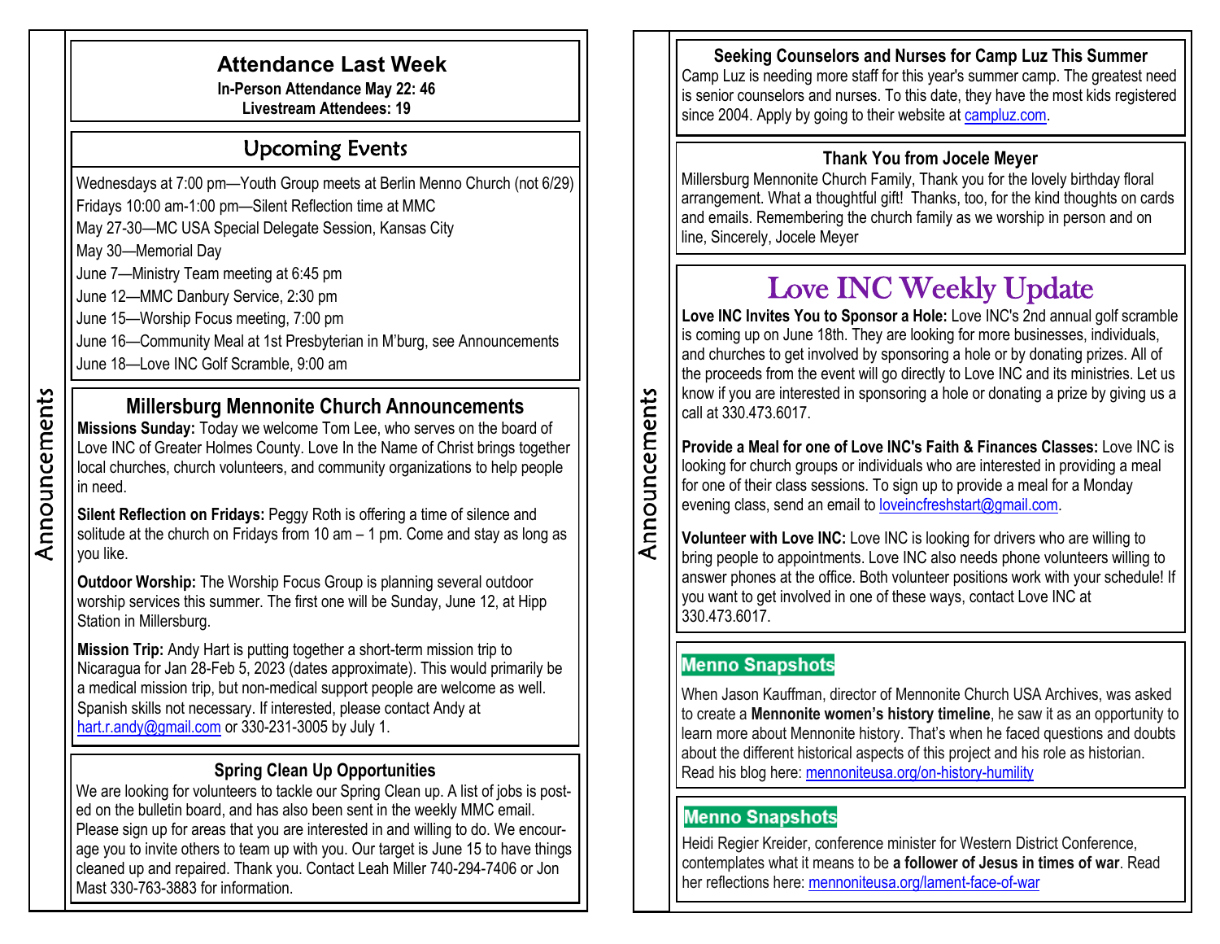## Attendance Last Week

**In-Person Attendance May 22: 46**
**Livestream Attendees: 19**

## Upcoming Events

Wednesdays at 7:00 pm—Youth Group meets at Berlin Menno Church (not 6/29)
Fridays 10:00 am-1:00 pm—Silent Reflection time at MMC
May 27-30—MC USA Special Delegate Session, Kansas City
May 30—Memorial Day
June 7—Ministry Team meeting at 6:45 pm
June 12—MMC Danbury Service, 2:30 pm
June 15—Worship Focus meeting, 7:00 pm
June 16—Community Meal at 1st Presbyterian in M'burg, see Announcements
June 18—Love INC Golf Scramble, 9:00 am

## Millersburg Mennonite Church Announcements

**Missions Sunday:** Today we welcome Tom Lee, who serves on the board of Love INC of Greater Holmes County. Love In the Name of Christ brings together local churches, church volunteers, and community organizations to help people in need.

**Silent Reflection on Fridays:** Peggy Roth is offering a time of silence and solitude at the church on Fridays from 10 am – 1 pm. Come and stay as long as you like.

**Outdoor Worship:** The Worship Focus Group is planning several outdoor worship services this summer. The first one will be Sunday, June 12, at Hipp Station in Millersburg.

**Mission Trip:** Andy Hart is putting together a short-term mission trip to Nicaragua for Jan 28-Feb 5, 2023 (dates approximate). This would primarily be a medical mission trip, but non-medical support people are welcome as well. Spanish skills not necessary. If interested, please contact Andy at hart.r.andy@gmail.com or 330-231-3005 by July 1.

### Spring Clean Up Opportunities

We are looking for volunteers to tackle our Spring Clean up. A list of jobs is posted on the bulletin board, and has also been sent in the weekly MMC email. Please sign up for areas that you are interested in and willing to do. We encourage you to invite others to team up with you. Our target is June 15 to have things cleaned up and repaired. Thank you. Contact Leah Miller 740-294-7406 or Jon Mast 330-763-3883 for information.

### Seeking Counselors and Nurses for Camp Luz This Summer

Camp Luz is needing more staff for this year's summer camp. The greatest need is senior counselors and nurses. To this date, they have the most kids registered since 2004. Apply by going to their website at campluz.com.

### Thank You from Jocele Meyer

Millersburg Mennonite Church Family, Thank you for the lovely birthday floral arrangement. What a thoughtful gift! Thanks, too, for the kind thoughts on cards and emails. Remembering the church family as we worship in person and on line, Sincerely, Jocele Meyer

## Love INC Weekly Update

**Love INC Invites You to Sponsor a Hole:** Love INC's 2nd annual golf scramble is coming up on June 18th. They are looking for more businesses, individuals, and churches to get involved by sponsoring a hole or by donating prizes. All of the proceeds from the event will go directly to Love INC and its ministries. Let us know if you are interested in sponsoring a hole or donating a prize by giving us a call at 330.473.6017.

**Provide a Meal for one of Love INC's Faith & Finances Classes:** Love INC is looking for church groups or individuals who are interested in providing a meal for one of their class sessions. To sign up to provide a meal for a Monday evening class, send an email to loveincfreshstart@gmail.com.

**Volunteer with Love INC:** Love INC is looking for drivers who are willing to bring people to appointments. Love INC also needs phone volunteers willing to answer phones at the office. Both volunteer positions work with your schedule! If you want to get involved in one of these ways, contact Love INC at 330.473.6017.

### Menno Snapshots

When Jason Kauffman, director of Mennonite Church USA Archives, was asked to create a **Mennonite women's history timeline**, he saw it as an opportunity to learn more about Mennonite history. That's when he faced questions and doubts about the different historical aspects of this project and his role as historian. Read his blog here: mennoniteusa.org/on-history-humility

### Menno Snapshots

Heidi Regier Kreider, conference minister for Western District Conference, contemplates what it means to be **a follower of Jesus in times of war**. Read her reflections here: mennoniteusa.org/lament-face-of-war